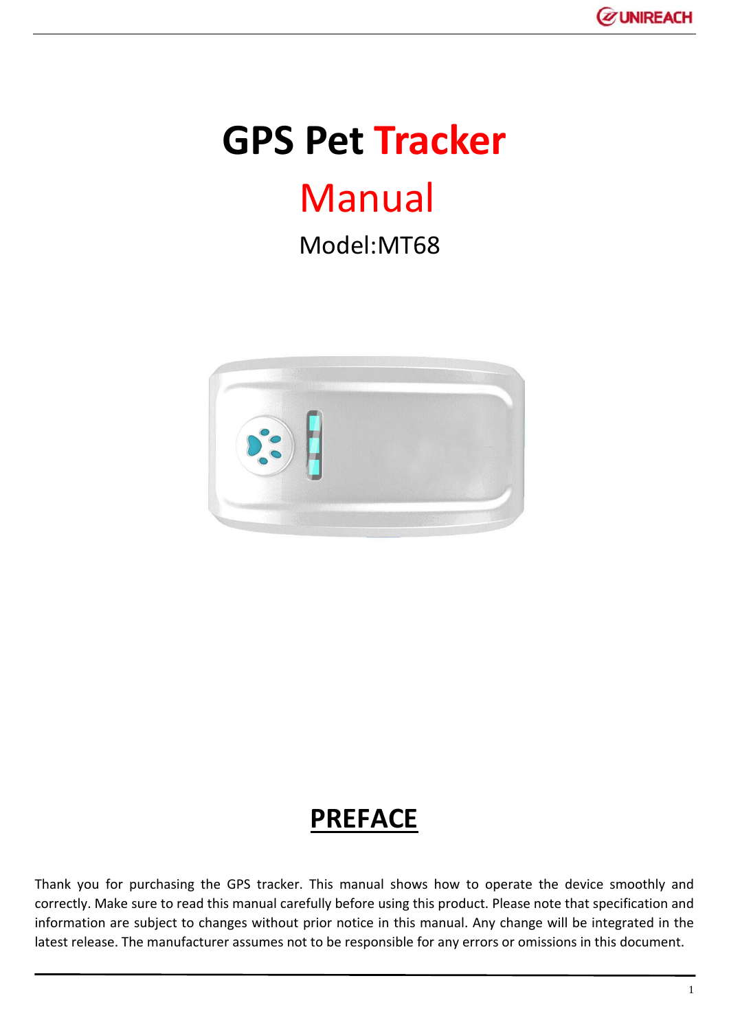# GPS Pet Tracker

# Manual

Model:MT68

## PREFACE

Thank you for purchasing the GPS tracker. This manual shows how to operate the device smoothly and correctly. Make sure to read this manual carefully before using this product. Please note that specification and information are subject to changes without prior notice in this manual. Any change will be integrated in the latest release. The manufacturer assumes not to be responsible for any errors or omissions in this document.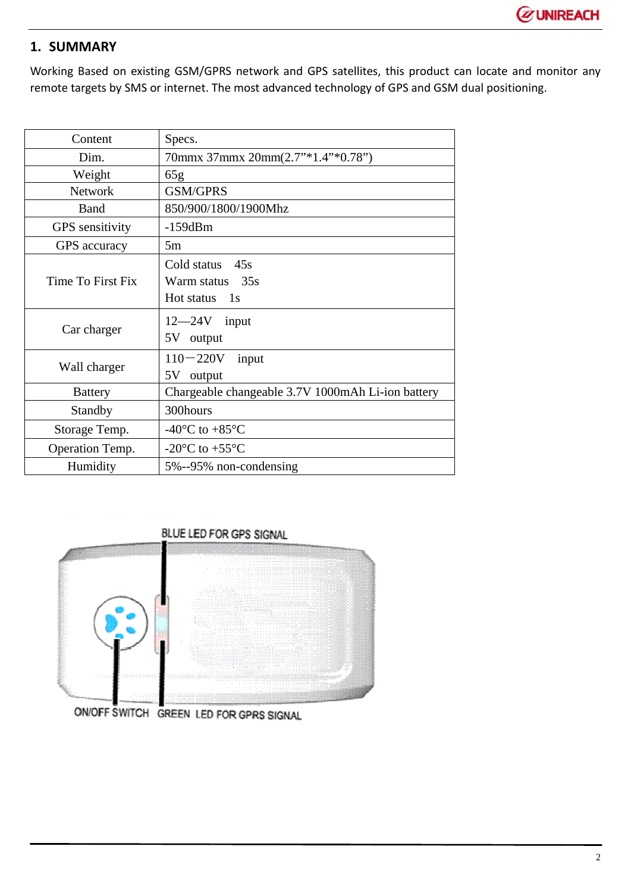## 1. SUMMARY

Working Based on existing GSM/GPRS network and GPS satellites, this product can locate and monitor any remote targets by SMS or internet. The most advanced technology of GPS and GSM dual positioning.

| Content | Specs. |
|---|---|
| Dim. | 70mmx 37mmx 20mm(2.7"*1.4"*0.78") |
| Weight | 65g |
| Network | GSM/GPRS |
| Band | 850/900/1800/1900Mhz |
| GPS sensitivity | -159dBm |
| GPS accuracy | 5m |
| Time To First Fix | Cold status 45s<br>Warm status 35s<br>Hot status 1s |
| Car charger | 12—24V input<br>5V output |
| Wall charger | 110－220V input<br>5V output |
| Battery | Chargeable changeable 3.7V 1000mAh Li-ion battery |
| Standby | 300hours |
| Storage Temp. | -40°C to +85°C |
| Operation Temp. | -20°C to +55°C |
| Humidity | 5%--95% non-condensing |

BLUE LED FOR GPS SIGNAL

ON/OFF SWITCH GREEN LED FOR GPRS SIGNAL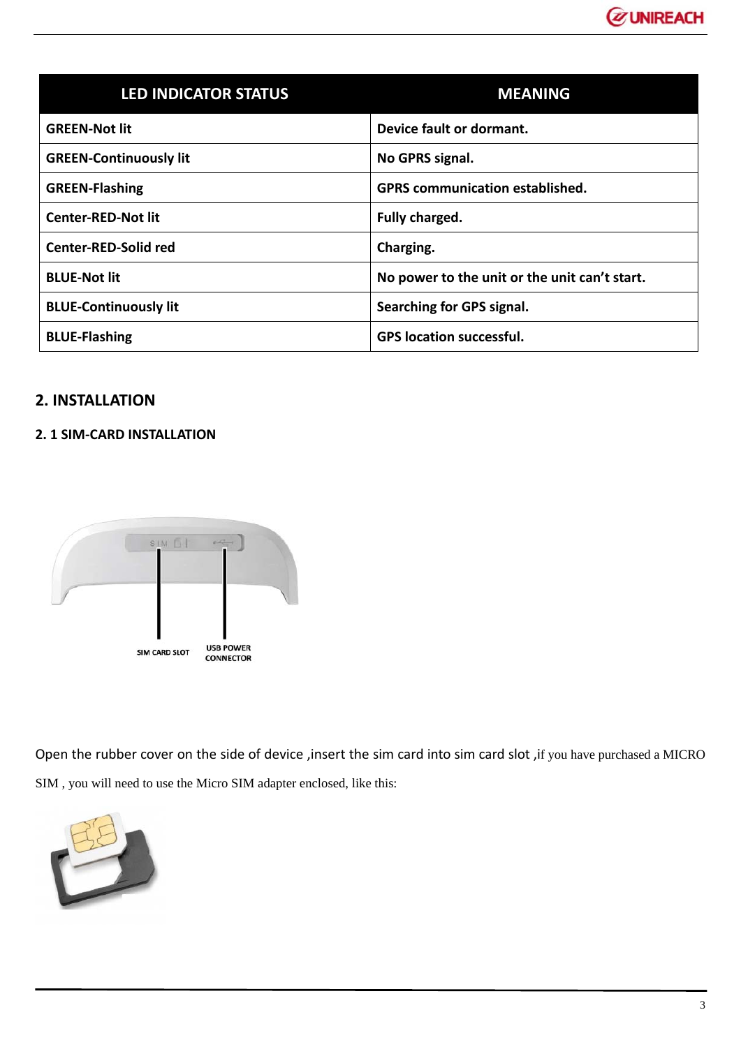| LED INDICATOR STATUS | MEANING |
|---|---|
| GREEN-Not lit | Device fault or dormant. |
| GREEN-Continuously lit | No GPRS signal. |
| GREEN-Flashing | GPRS communication established. |
| Center-RED-Not lit | Fully charged. |
| Center-RED-Solid red | Charging. |
| BLUE-Not lit | No power to the unit or the unit can't start. |
| BLUE-Continuously lit | Searching for GPS signal. |
| BLUE-Flashing | GPS location successful. |

## 2. INSTALLATION

### 2. 1 SIM-CARD INSTALLATION

SIM CARD SLOT

USB POWER CONNECTOR

Open the rubber cover on the side of device ,insert the sim card into sim card slot ,if you have purchased a MICRO SIM , you will need to use the Micro SIM adapter enclosed, like this: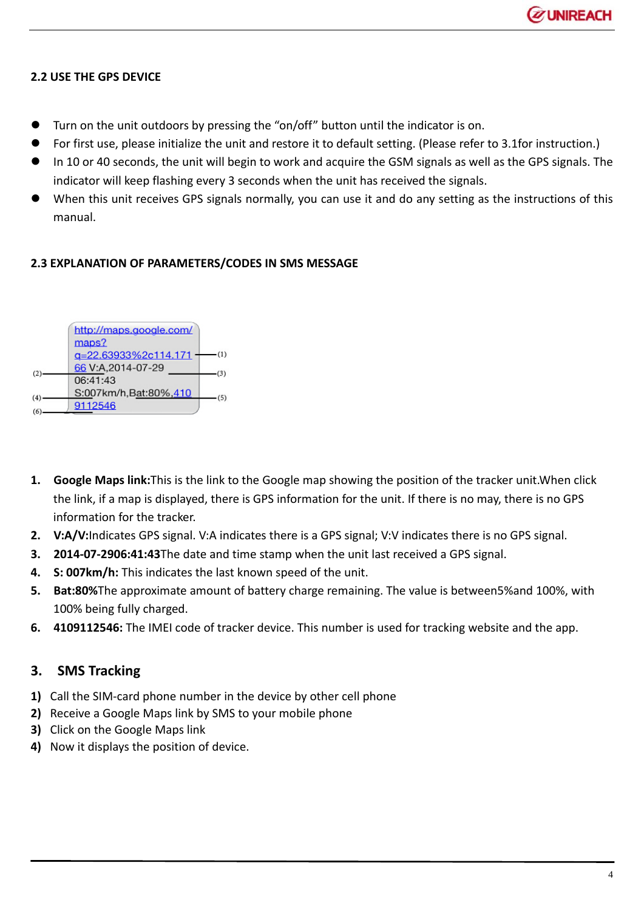## 2.2 USE THE GPS DEVICE

- Turn on the unit outdoors by pressing the "on/off" button until the indicator is on.
- For first use, please initialize the unit and restore it to default setting. (Please refer to 3.1for instruction.)
- In 10 or 40 seconds, the unit will begin to work and acquire the GSM signals as well as the GPS signals. The indicator will keep flashing every 3 seconds when the unit has received the signals.
- When this unit receives GPS signals normally, you can use it and do any setting as the instructions of this manual.

## 2.3 EXPLANATION OF PARAMETERS/CODES IN SMS MESSAGE

http://maps.google.com/maps?q=22.63933%2c114.17166 V:A,2014-07-29 06:41:43 S:007km/h,Bat:80%,4109112546

(1) (2) (3) (4) (5) (6)

1. **Google Maps link:**This is the link to the Google map showing the position of the tracker unit.When click the link, if a map is displayed, there is GPS information for the unit. If there is no may, there is no GPS information for the tracker.
2. **V:A/V:**Indicates GPS signal. V:A indicates there is a GPS signal; V:V indicates there is no GPS signal.
3. **2014-07-2906:41:43**The date and time stamp when the unit last received a GPS signal.
4. **S: 007km/h:** This indicates the last known speed of the unit.
5. **Bat:80%**The approximate amount of battery charge remaining. The value is between5%and 100%, with 100% being fully charged.
6. **4109112546:** The IMEI code of tracker device. This number is used for tracking website and the app.

# 3. SMS Tracking

1) Call the SIM-card phone number in the device by other cell phone
2) Receive a Google Maps link by SMS to your mobile phone
3) Click on the Google Maps link
4) Now it displays the position of device.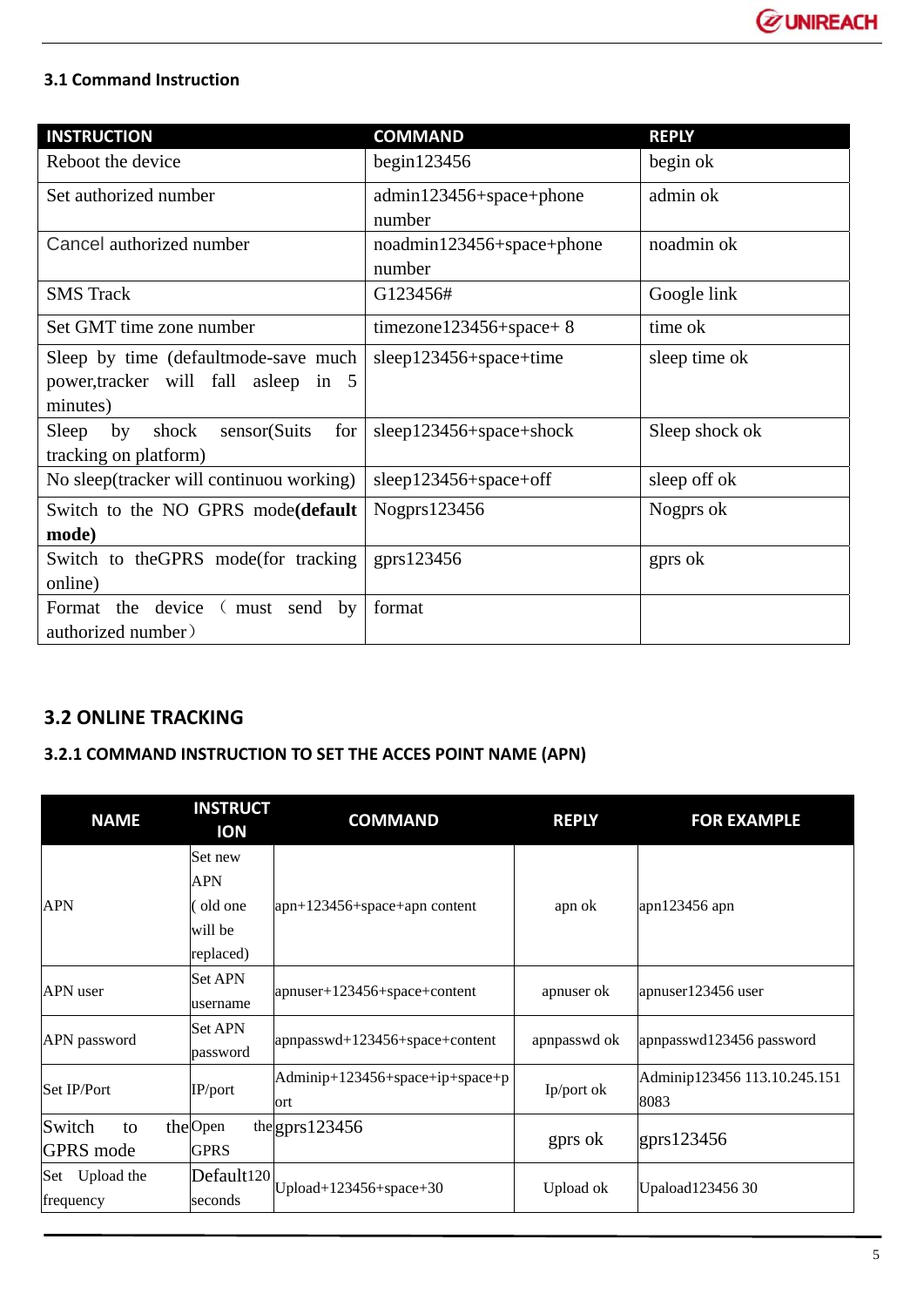### 3.1 Command Instruction

| INSTRUCTION | COMMAND | REPLY |
|---|---|---|
| Reboot the device | begin123456 | begin ok |
| Set authorized number | admin123456+space+phone number | admin ok |
| Cancel authorized number | noadmin123456+space+phone number | noadmin ok |
| SMS Track | G123456# | Google link |
| Set GMT time zone number | timezone123456+space+ 8 | time ok |
| Sleep by time (defaultmode-save much power,tracker will fall asleep in 5 minutes) | sleep123456+space+time | sleep time ok |
| Sleep by shock sensor(Suits for tracking on platform) | sleep123456+space+shock | Sleep shock ok |
| No sleep(tracker will continuou working) | sleep123456+space+off | sleep off ok |
| Switch to the NO GPRS mode**(default mode)** | Nogprs123456 | Nogprs ok |
| Switch to theGPRS mode(for tracking online) | gprs123456 | gprs ok |
| Format the device（must send by authorized number） | format | |

## 3.2 ONLINE TRACKING

### 3.2.1 COMMAND INSTRUCTION TO SET THE ACCES POINT NAME (APN)

| NAME | INSTRUCTION | COMMAND | REPLY | FOR EXAMPLE |
|---|---|---|---|---|
| APN | Set new APN ( old one will be replaced) | apn+123456+space+apn content | apn ok | apn123456 apn |
| APN user | Set APN username | apnuser+123456+space+content | apnuser ok | apnuser123456 user |
| APN password | Set APN password | apnpasswd+123456+space+content | apnpasswd ok | apnpasswd123456 password |
| Set IP/Port | IP/port | Adminip+123456+space+ip+space+port | Ip/port ok | Adminip123456 113.10.245.151 8083 |
| Switch to the GPRS mode | Open the GPRS | gprs123456 | gprs ok | gprs123456 |
| Set Upload the frequency | Default120 seconds | Upload+123456+space+30 | Upload ok | Upaload123456 30 |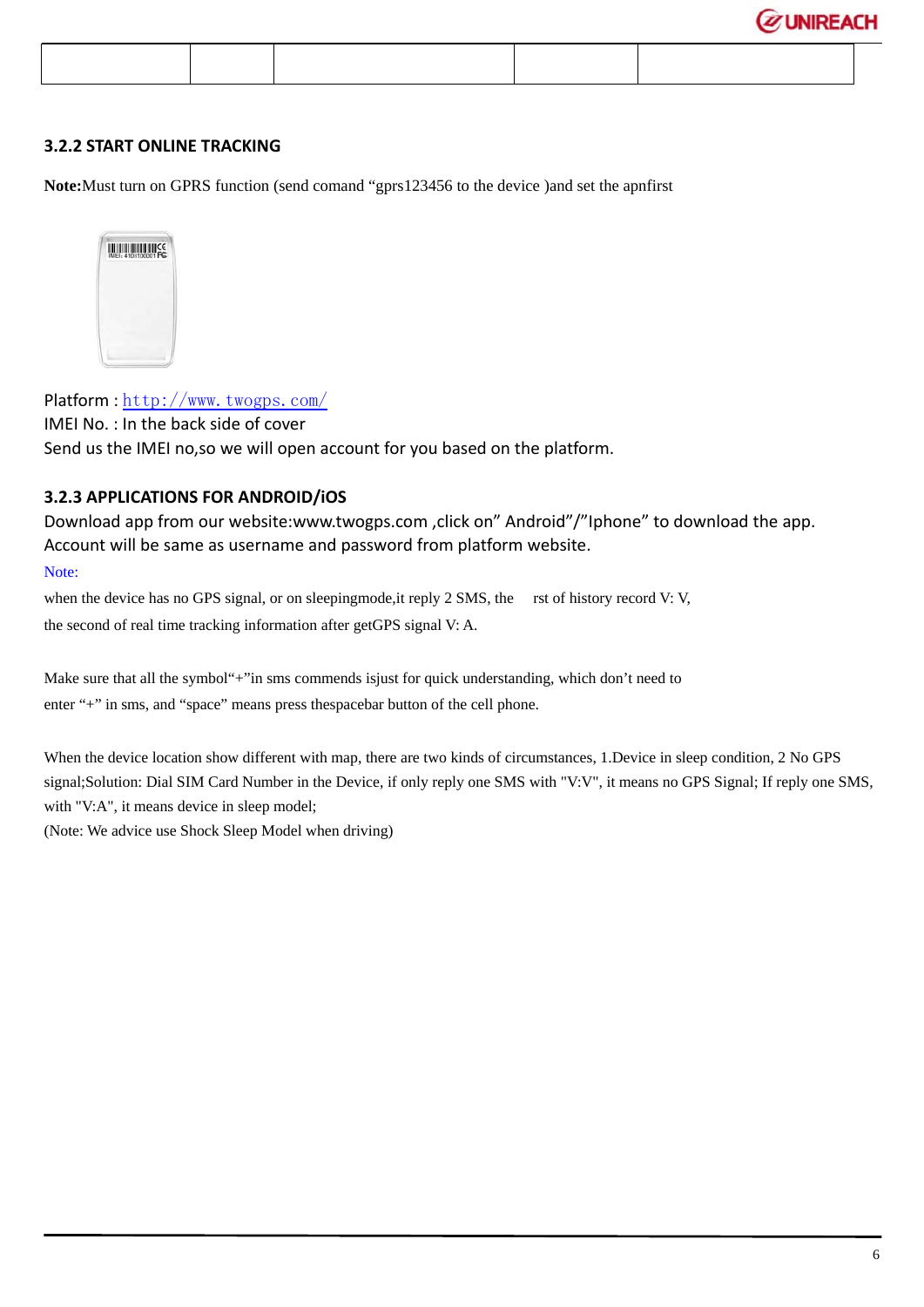| | | | | |
|---|---|---|---|---|
| | | | | |

### 3.2.2 START ONLINE TRACKING

**Note:**Must turn on GPRS function (send comand "gprs123456 to the device )and set the apnfirst

Platform : http://www.twogps.com/
IMEI No. : In the back side of cover
Send us the IMEI no,so we will open account for you based on the platform.

### 3.2.3 APPLICATIONS FOR ANDROID/iOS

Download app from our website:www.twogps.com ,click on" Android"/"Iphone" to download the app.
Account will be same as username and password from platform website.

Note:

when the device has no GPS signal, or on sleepingmode,it reply 2 SMS, the rst of history record V: V,
the second of real time tracking information after getGPS signal V: A.

Make sure that all the symbol"+"in sms commends isjust for quick understanding, which don't need to enter "+" in sms, and "space" means press thespacebar button of the cell phone.

When the device location show different with map, there are two kinds of circumstances, 1.Device in sleep condition, 2 No GPS signal;Solution: Dial SIM Card Number in the Device, if only reply one SMS with "V:V", it means no GPS Signal; If reply one SMS, with "V:A", it means device in sleep model;
(Note: We advice use Shock Sleep Model when driving)